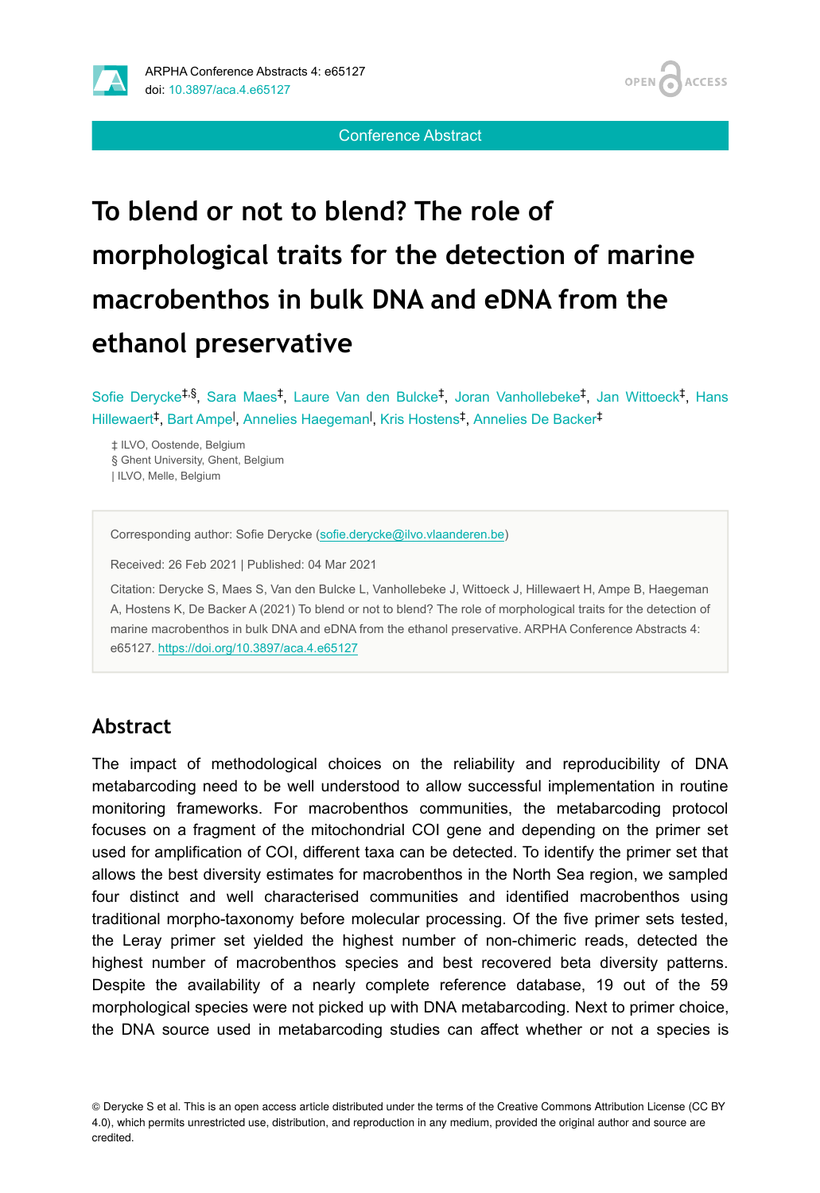# To blend or not to blend? The role of morphological traits for the detection of marine macrobenthos in bulk DNA and eDNA from the ethanol preservative

Sofie Derycke[‡,§], Sara Maes[‡], Laure Van den Bulcke[‡], Joran Vanhollebeke[‡], Jan Wittoeck[‡], Hans Hillewaert[‡], Bart Ampe[|], Annelies Haegeman[|], Kris Hostens[‡], Annelies De Backer[‡]

‡ ILVO, Oostende, Belgium
§ Ghent University, Ghent, Belgium
| ILVO, Melle, Belgium

Corresponding author: Sofie Derycke (sofie.derycke@ilvo.vlaanderen.be)

Received: 26 Feb 2021 | Published: 04 Mar 2021

Citation: Derycke S, Maes S, Van den Bulcke L, Vanhollebeke J, Wittoeck J, Hillewaert H, Ampe B, Haegeman A, Hostens K, De Backer A (2021) To blend or not to blend? The role of morphological traits for the detection of marine macrobenthos in bulk DNA and eDNA from the ethanol preservative. ARPHA Conference Abstracts 4: e65127. https://doi.org/10.3897/aca.4.e65127

## Abstract

The impact of methodological choices on the reliability and reproducibility of DNA metabarcoding need to be well understood to allow successful implementation in routine monitoring frameworks. For macrobenthos communities, the metabarcoding protocol focuses on a fragment of the mitochondrial COI gene and depending on the primer set used for amplification of COI, different taxa can be detected. To identify the primer set that allows the best diversity estimates for macrobenthos in the North Sea region, we sampled four distinct and well characterised communities and identified macrobenthos using traditional morpho-taxonomy before molecular processing. Of the five primer sets tested, the Leray primer set yielded the highest number of non-chimeric reads, detected the highest number of macrobenthos species and best recovered beta diversity patterns. Despite the availability of a nearly complete reference database, 19 out of the 59 morphological species were not picked up with DNA metabarcoding. Next to primer choice, the DNA source used in metabarcoding studies can affect whether or not a species is

© Derycke S et al. This is an open access article distributed under the terms of the Creative Commons Attribution License (CC BY 4.0), which permits unrestricted use, distribution, and reproduction in any medium, provided the original author and source are credited.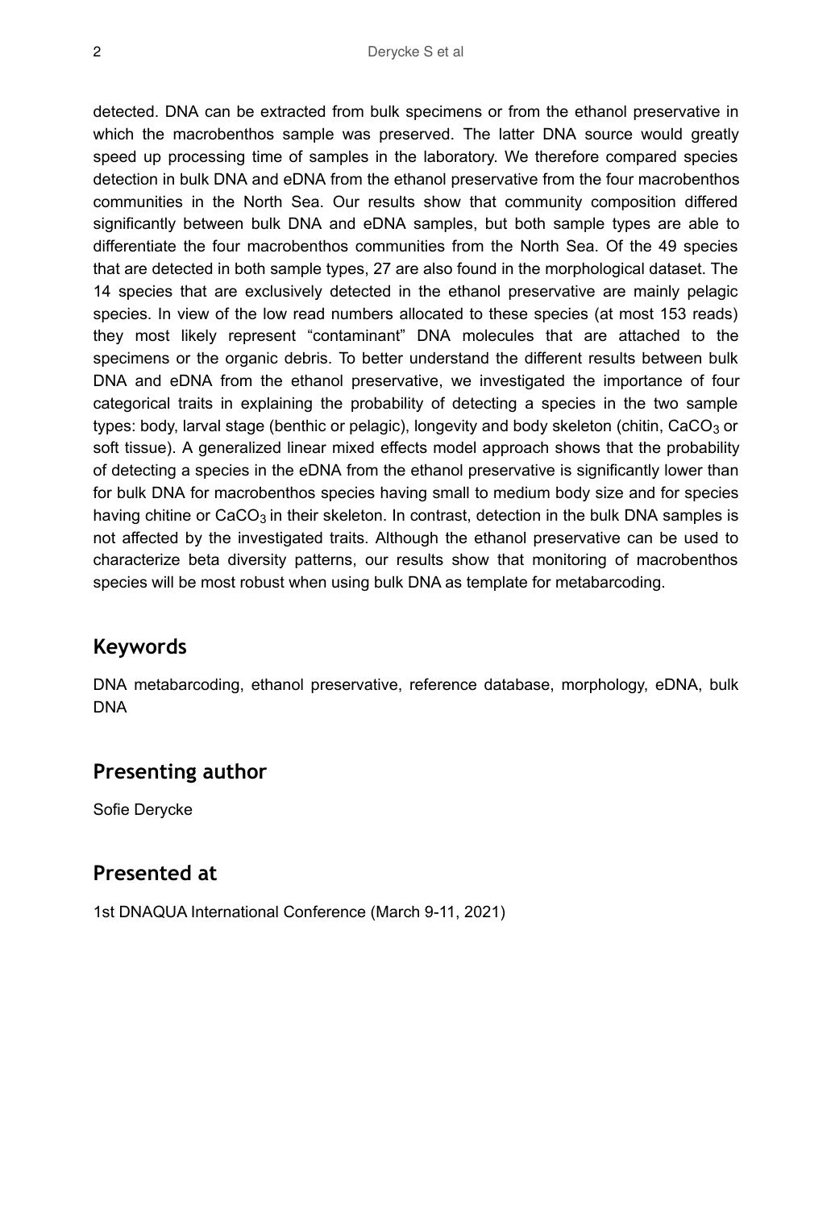detected. DNA can be extracted from bulk specimens or from the ethanol preservative in which the macrobenthos sample was preserved. The latter DNA source would greatly speed up processing time of samples in the laboratory. We therefore compared species detection in bulk DNA and eDNA from the ethanol preservative from the four macrobenthos communities in the North Sea. Our results show that community composition differed significantly between bulk DNA and eDNA samples, but both sample types are able to differentiate the four macrobenthos communities from the North Sea. Of the 49 species that are detected in both sample types, 27 are also found in the morphological dataset. The 14 species that are exclusively detected in the ethanol preservative are mainly pelagic species. In view of the low read numbers allocated to these species (at most 153 reads) they most likely represent "contaminant" DNA molecules that are attached to the specimens or the organic debris. To better understand the different results between bulk DNA and eDNA from the ethanol preservative, we investigated the importance of four categorical traits in explaining the probability of detecting a species in the two sample types: body, larval stage (benthic or pelagic), longevity and body skeleton (chitin, $CaCO_3$ or soft tissue). A generalized linear mixed effects model approach shows that the probability of detecting a species in the eDNA from the ethanol preservative is significantly lower than for bulk DNA for macrobenthos species having small to medium body size and for species having chitine or $CaCO_3$ in their skeleton. In contrast, detection in the bulk DNA samples is not affected by the investigated traits. Although the ethanol preservative can be used to characterize beta diversity patterns, our results show that monitoring of macrobenthos species will be most robust when using bulk DNA as template for metabarcoding.

## Keywords

DNA metabarcoding, ethanol preservative, reference database, morphology, eDNA, bulk DNA

## Presenting author

Sofie Derycke

## Presented at

1st DNAQUA International Conference (March 9-11, 2021)